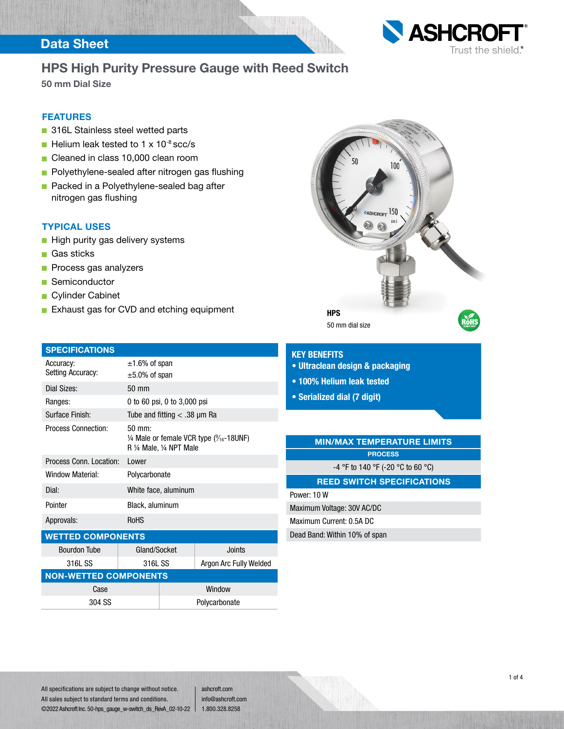Data Sheet

ASHCROFT® Trust the shield.®

# HPS High Purity Pressure Gauge with Reed Switch

**50 mm Dial Size**

## FEATURES

- 316L Stainless steel wetted parts
- Helium leak tested to 1 x $10^{-8}$ scc/s
- Cleaned in class 10,000 clean room
- Polyethylene-sealed after nitrogen gas flushing
- Packed in a Polyethylene-sealed bag after nitrogen gas flushing

## TYPICAL USES

- High purity gas delivery systems
- Gas sticks
- Process gas analyzers
- Semiconductor
- Cylinder Cabinet
- Exhaust gas for CVD and etching equipment

**HPS**

50 mm dial size

## SPECIFICATIONS

| | |
|---|---|
| Accuracy:<br>Setting Accuracy: | ±1.6% of span<br>±5.0% of span |
| Dial Sizes: | 50 mm |
| Ranges: | 0 to 60 psi, 0 to 3,000 psi |
| Surface Finish: | Tube and fitting < .38 μm Ra |
| Process Connection: | 50 mm:<br>¼ Male or female VCR type (9⁄16-18UNF)<br>R ¼ Male, ¼ NPT Male |
| Process Conn. Location: | Lower |
| Window Material: | Polycarbonate |
| Dial: | White face, aluminum |
| Pointer | Black, aluminum |
| Approvals: | RoHS |

## WETTED COMPONENTS

| Bourdon Tube | Gland/Socket | Joints |
|---|---|---|
| 316L SS | 316L SS | Argon Arc Fully Welded |

## NON-WETTED COMPONENTS

| Case | Window |
|---|---|
| 304 SS | Polycarbonate |

## KEY BENEFITS

- **Ultraclean design & packaging**
- **100% Helium leak tested**
- **Serialized dial (7 digit)**

## MIN/MAX TEMPERATURE LIMITS

| PROCESS |
|---|
| -4 °F to 140 °F (-20 °C to 60 °C) |

## REED SWITCH SPECIFICATIONS

| |
|---|
| Power: 10 W |
| Maximum Voltage: 30V AC/DC |
| Maximum Current: 0.5A DC |
| Dead Band: Within 10% of span |

All specifications are subject to change without notice.
All sales subject to standard terms and conditions.
©2022 Ashcroft Inc. 50-hps_gauge_w-switch_ds_RevA_02-10-22

ashcroft.com
info@ashcroft.com
1.800.328.8258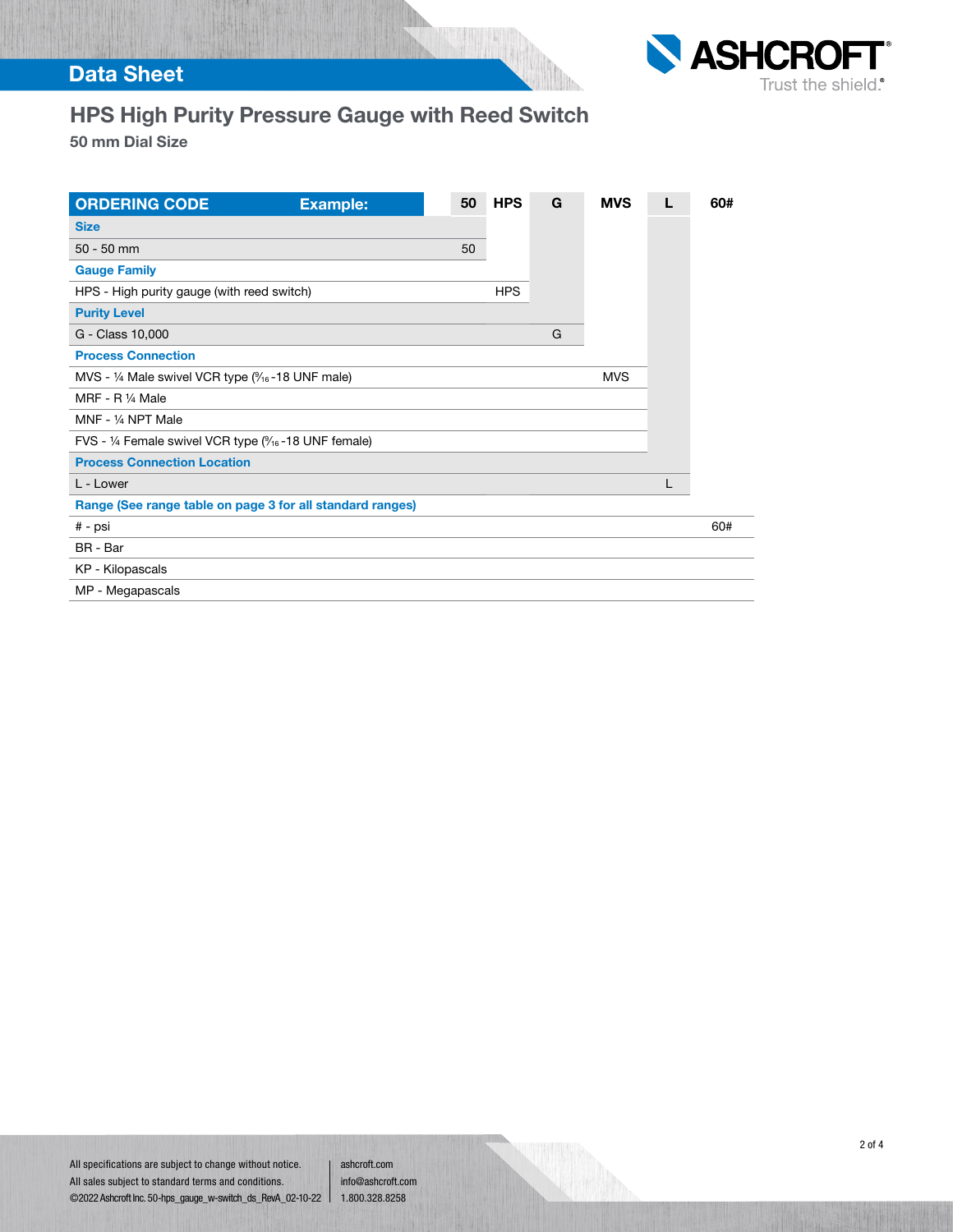## Data Sheet

# HPS High Purity Pressure Gauge with Reed Switch

### 50 mm Dial Size

| ORDERING CODE Example: | 50 | HPS | G | MVS | L | 60# |
|---|---|---|---|---|---|---|
| **Size** | | | | | | |
| 50 - 50 mm | 50 | | | | | |
| **Gauge Family** | | | | | | |
| HPS - High purity gauge (with reed switch) | | HPS | | | | |
| **Purity Level** | | | | | | |
| G - Class 10,000 | | | G | | | |
| **Process Connection** | | | | | | |
| MVS - ¼ Male swivel VCR type (9⁄16-18 UNF male) | | | | MVS | | |
| MRF - R ¼ Male | | | | | | |
| MNF - ¼ NPT Male | | | | | | |
| FVS - ¼ Female swivel VCR type (9⁄16-18 UNF female) | | | | | | |
| **Process Connection Location** | | | | | | |
| L - Lower | | | | | L | |
| **Range (See range table on page 3 for all standard ranges)** | | | | | | |
| # - psi | | | | | | 60# |
| BR - Bar | | | | | | |
| KP - Kilopascals | | | | | | |
| MP - Megapascals | | | | | | |

All specifications are subject to change without notice.
All sales subject to standard terms and conditions.
©2022 Ashcroft Inc. 50-hps_gauge_w-switch_ds_RevA_02-10-22

ashcroft.com
info@ashcroft.com
1.800.328.8258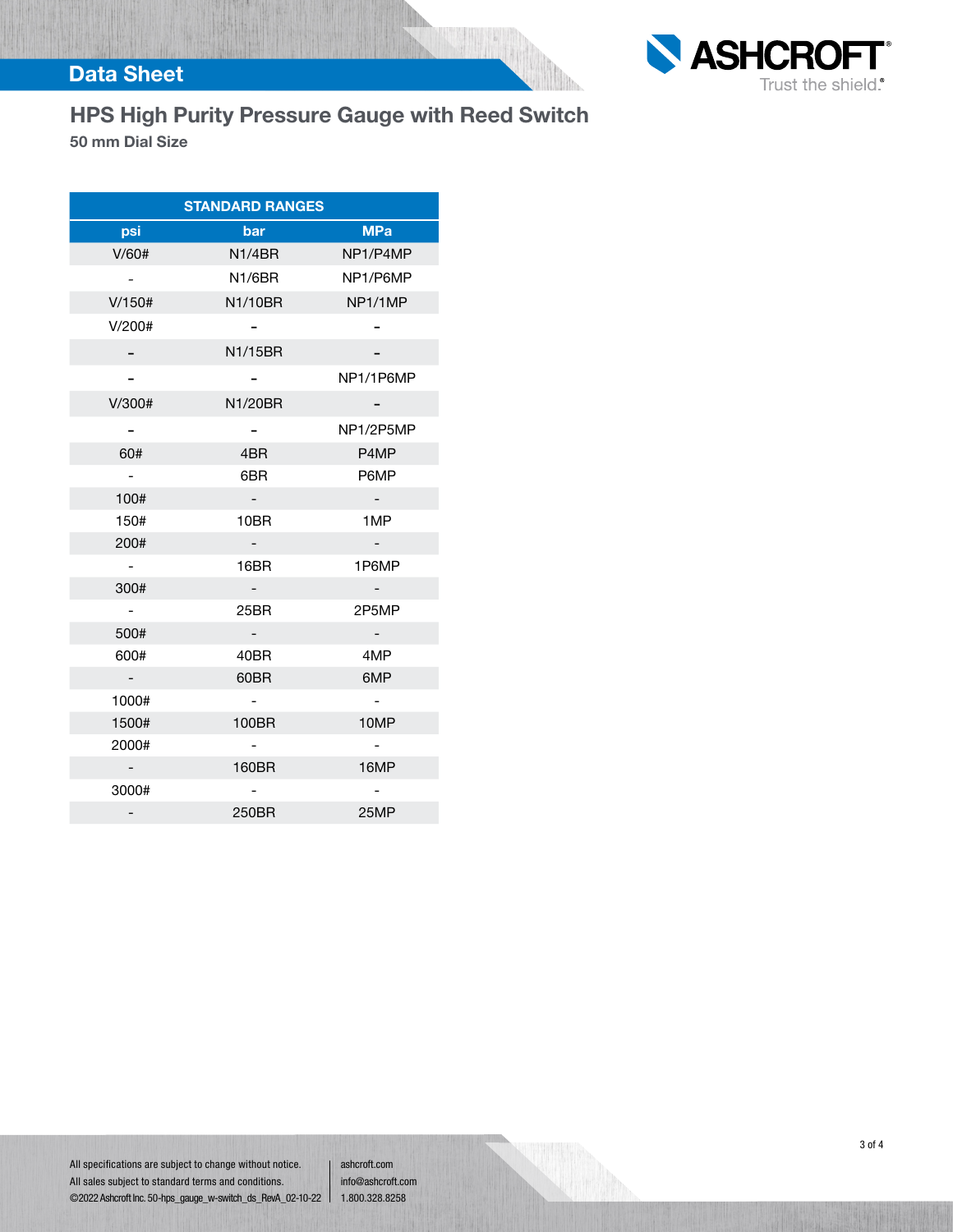# HPS High Purity Pressure Gauge with Reed Switch

**50 mm Dial Size**

| STANDARD RANGES | | |
|---|---|---|
| **psi** | **bar** | **MPa** |
| V/60# | N1/4BR | NP1/P4MP |
| - | N1/6BR | NP1/P6MP |
| V/150# | N1/10BR | NP1/1MP |
| V/200# | - | - |
| - | N1/15BR | - |
| - | - | NP1/1P6MP |
| V/300# | N1/20BR | - |
| - | - | NP1/2P5MP |
| 60# | 4BR | P4MP |
| - | 6BR | P6MP |
| 100# | - | - |
| 150# | 10BR | 1MP |
| 200# | - | - |
| - | 16BR | 1P6MP |
| 300# | - | - |
| - | 25BR | 2P5MP |
| 500# | - | - |
| 600# | 40BR | 4MP |
| - | 60BR | 6MP |
| 1000# | - | - |
| 1500# | 100BR | 10MP |
| 2000# | - | - |
| - | 160BR | 16MP |
| 3000# | - | - |
| - | 250BR | 25MP |

All specifications are subject to change without notice.
All sales subject to standard terms and conditions.
©2022 Ashcroft Inc. 50-hps_gauge_w-switch_ds_RevA_02-10-22

ashcroft.com
info@ashcroft.com
1.800.328.8258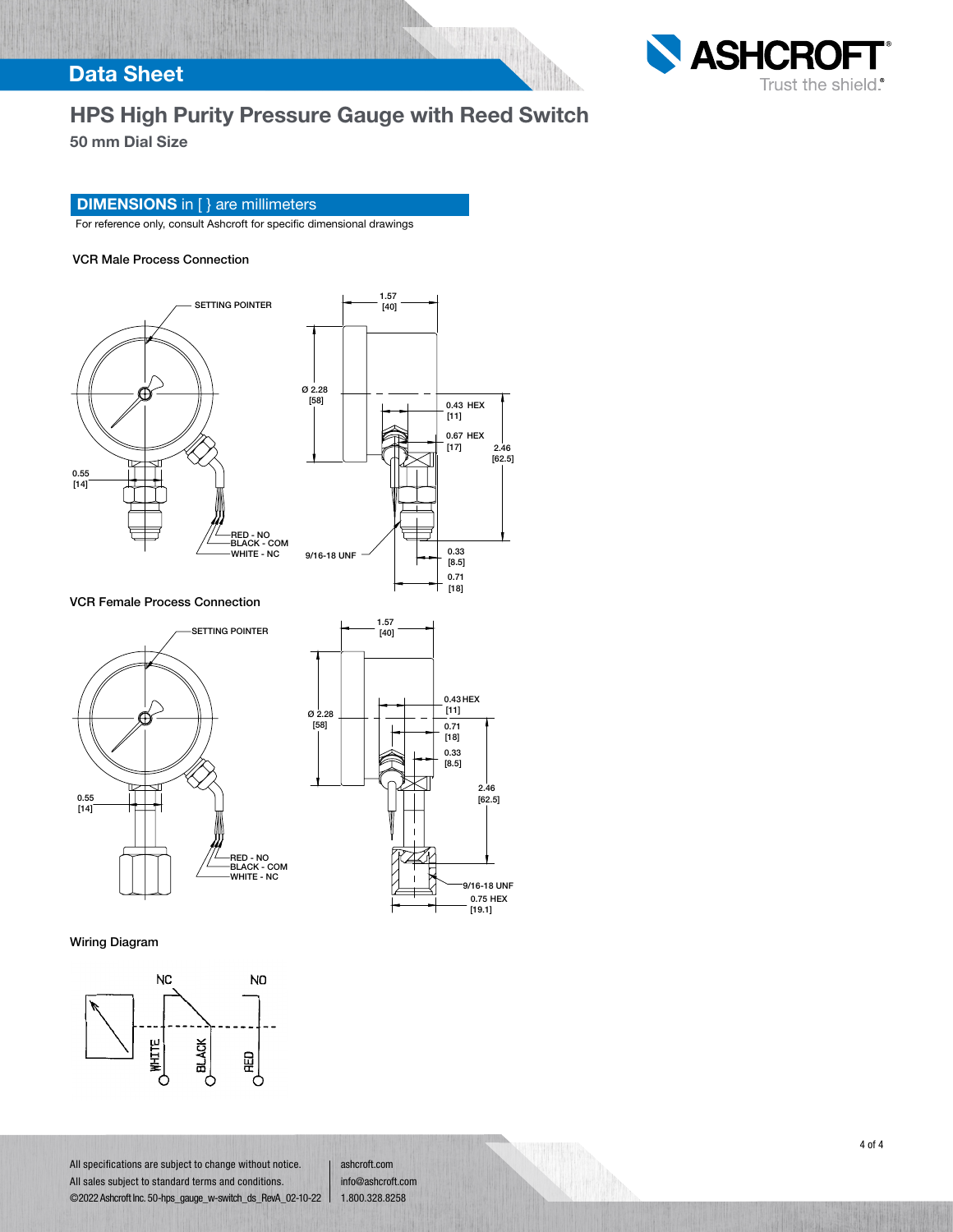# HPS High Purity Pressure Gauge with Reed Switch

**50 mm Dial Size**

## DIMENSIONS in [ ] are millimeters

For reference only, consult Ashcroft for specific dimensional drawings

### VCR Male Process Connection

SETTING POINTER

0.55
[14]

RED - NO
BLACK - COM
WHITE - NC

1.57
[40]

Ø 2.28
[58]

0.43 HEX
[11]

0.67 HEX
[17]

2.46
[62.5]

9/16-18 UNF

0.33
[8.5]

0.71
[18]

### VCR Female Process Connection

SETTING POINTER

0.55
[14]

RED - NO
BLACK - COM
WHITE - NC

1.57
[40]

Ø 2.28
[58]

0.43 HEX
[11]

0.71
[18]

0.33
[8.5]

2.46
[62.5]

9/16-18 UNF

0.75 HEX
[19.1]

### Wiring Diagram

NC
NO

WHITE
BLACK
RED

All specifications are subject to change without notice.
All sales subject to standard terms and conditions.
©2022 Ashcroft Inc. 50-hps_gauge_w-switch_ds_RevA_02-10-22

ashcroft.com
info@ashcroft.com
1.800.328.8258